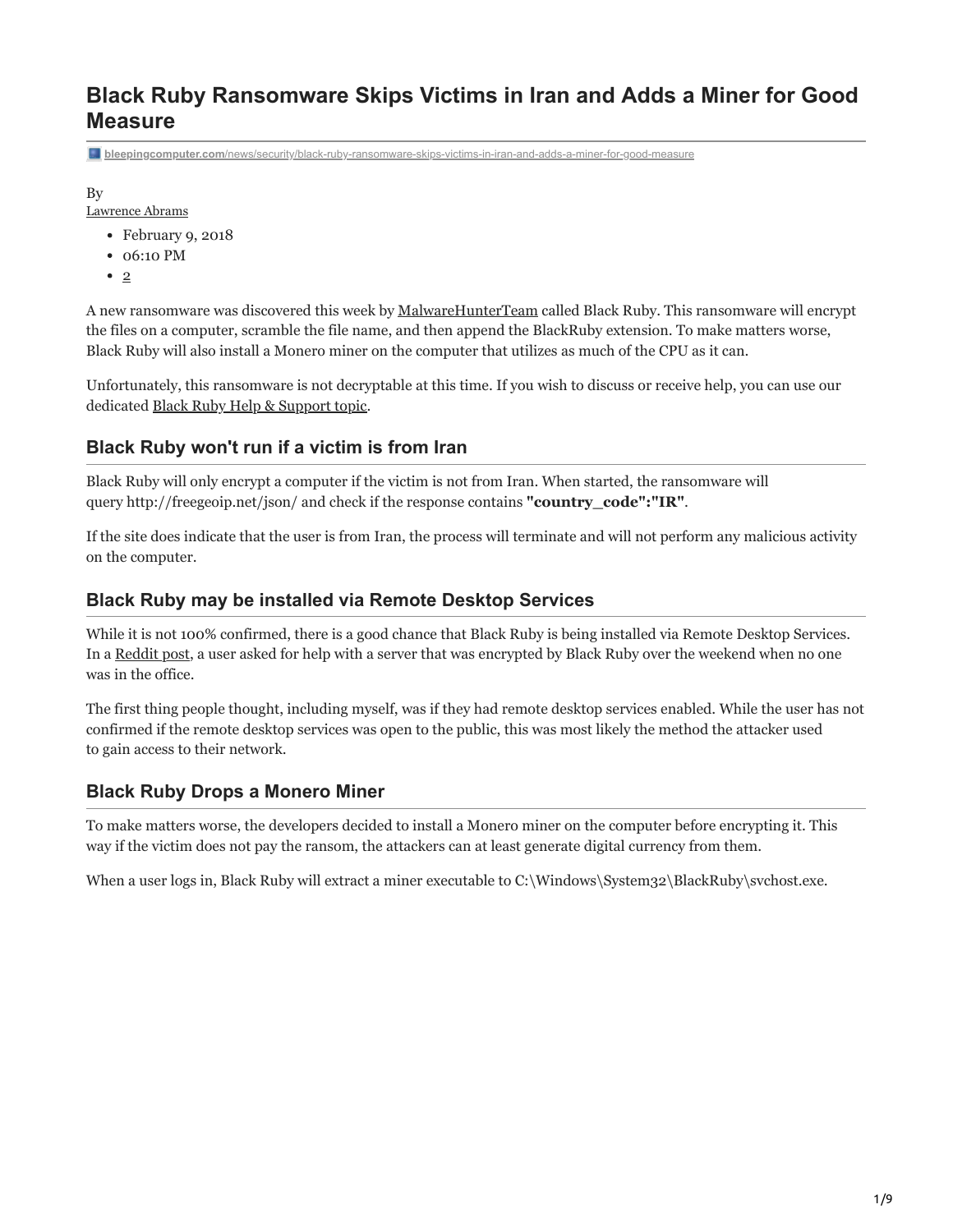# Black Ruby Ransomware Skips Victims in Iran and Adds a Miner for Good Measure

bleepingcomputer.com/news/security/black-ruby-ransomware-skips-victims-in-iran-and-adds-a-miner-for-good-measure

By
Lawrence Abrams

- February 9, 2018
- 06:10 PM
- 2

A new ransomware was discovered this week by MalwareHunterTeam called Black Ruby. This ransomware will encrypt the files on a computer, scramble the file name, and then append the BlackRuby extension. To make matters worse, Black Ruby will also install a Monero miner on the computer that utilizes as much of the CPU as it can.

Unfortunately, this ransomware is not decryptable at this time. If you wish to discuss or receive help, you can use our dedicated Black Ruby Help & Support topic.

## Black Ruby won't run if a victim is from Iran

Black Ruby will only encrypt a computer if the victim is not from Iran. When started, the ransomware will query http://freegeoip.net/json/ and check if the response contains **"country_code":"IR"**.

If the site does indicate that the user is from Iran, the process will terminate and will not perform any malicious activity on the computer.

## Black Ruby may be installed via Remote Desktop Services

While it is not 100% confirmed, there is a good chance that Black Ruby is being installed via Remote Desktop Services. In a Reddit post, a user asked for help with a server that was encrypted by Black Ruby over the weekend when no one was in the office.

The first thing people thought, including myself, was if they had remote desktop services enabled. While the user has not confirmed if the remote desktop services was open to the public, this was most likely the method the attacker used to gain access to their network.

## Black Ruby Drops a Monero Miner

To make matters worse, the developers decided to install a Monero miner on the computer before encrypting it. This way if the victim does not pay the ransom, the attackers can at least generate digital currency from them.

When a user logs in, Black Ruby will extract a miner executable to C:\Windows\System32\BlackRuby\svchost.exe.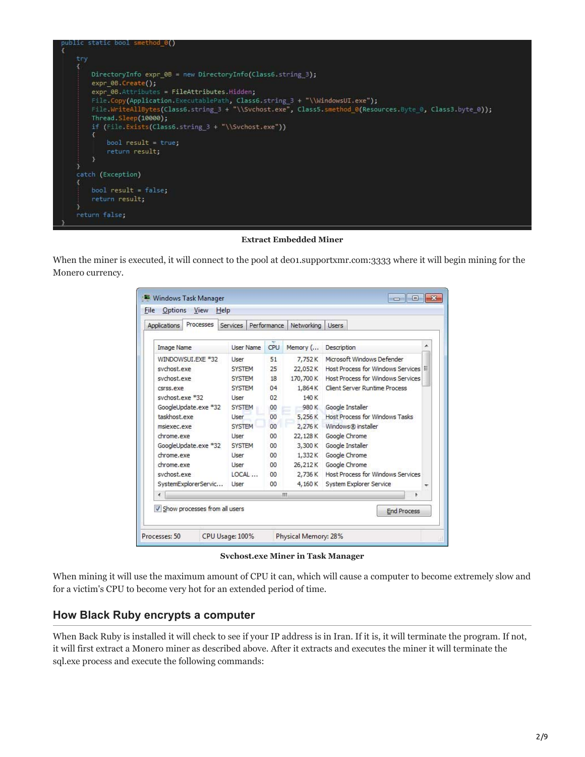```
public static bool smethod_0()
{
    try
    {
        DirectoryInfo expr_0B = new DirectoryInfo(Class6.string_3);
        expr_0B.Create();
        expr_0B.Attributes = FileAttributes.Hidden;
        File.Copy(Application.ExecutablePath, Class6.string_3 + "\\WindowsUI.exe");
        File.WriteAllBytes(Class6.string_3 + "\\Svchost.exe", Class5.smethod_0(Resources.Byte_0, Class3.byte_0));
        Thread.Sleep(10000);
        if (File.Exists(Class6.string_3 + "\\Svchost.exe"))
        {
            bool result = true;
            return result;
        }
    }
    catch (Exception)
    {
        bool result = false;
        return result;
    }
    return false;
}
```

**Extract Embedded Miner**

When the miner is executed, it will connect to the pool at de01.supportxmr.com:3333 where it will begin mining for the Monero currency.

| Image Name | User Name | CPU | Memory (... | Description |
| --- | --- | --- | --- | --- |
| WINDOWSUI.EXE *32 | User | 51 | 7,752 K | Microsoft Windows Defender |
| svchost.exe | SYSTEM | 25 | 22,052 K | Host Process for Windows Services |
| svchost.exe | SYSTEM | 18 | 170,700 K | Host Process for Windows Services |
| csrss.exe | SYSTEM | 04 | 1,864 K | Client Server Runtime Process |
| svchost.exe *32 | User | 02 | 140 K | |
| GoogleUpdate.exe *32 | SYSTEM | 00 | 980 K | Google Installer |
| taskhost.exe | User | 00 | 5,256 K | Host Process for Windows Tasks |
| msiexec.exe | SYSTEM | 00 | 2,276 K | Windows® installer |
| chrome.exe | User | 00 | 22,128 K | Google Chrome |
| GoogleUpdate.exe *32 | SYSTEM | 00 | 3,300 K | Google Installer |
| chrome.exe | User | 00 | 1,332 K | Google Chrome |
| chrome.exe | User | 00 | 26,212 K | Google Chrome |
| svchost.exe | LOCAL ... | 00 | 2,736 K | Host Process for Windows Services |
| SystemExplorerServic... | User | 00 | 4,160 K | System Explorer Service |

Processes: 50 CPU Usage: 100% Physical Memory: 28%

**Svchost.exe Miner in Task Manager**

When mining it will use the maximum amount of CPU it can, which will cause a computer to become extremely slow and for a victim's CPU to become very hot for an extended period of time.

## How Black Ruby encrypts a computer

When Back Ruby is installed it will check to see if your IP address is in Iran. If it is, it will terminate the program. If not, it will first extract a Monero miner as described above. After it extracts and executes the miner it will terminate the sql.exe process and execute the following commands: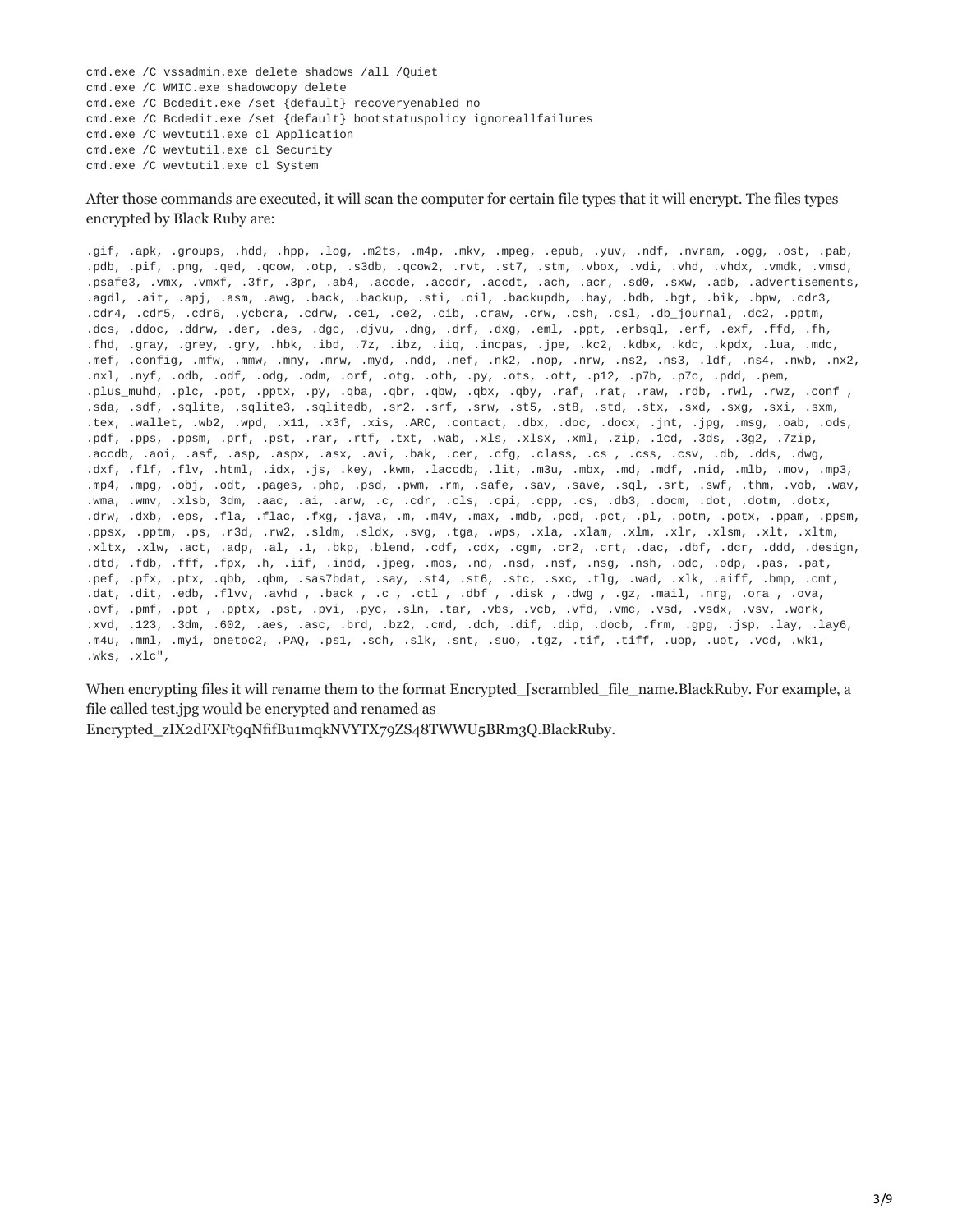```
cmd.exe /C vssadmin.exe delete shadows /all /Quiet
cmd.exe /C WMIC.exe shadowcopy delete
cmd.exe /C Bcdedit.exe /set {default} recoveryenabled no
cmd.exe /C Bcdedit.exe /set {default} bootstatuspolicy ignoreallfailures
cmd.exe /C wevtutil.exe cl Application
cmd.exe /C wevtutil.exe cl Security
cmd.exe /C wevtutil.exe cl System
```

After those commands are executed, it will scan the computer for certain file types that it will encrypt. The files types encrypted by Black Ruby are:

```
.gif, .apk, .groups, .hdd, .hpp, .log, .m2ts, .m4p, .mkv, .mpeg, .epub, .yuv, .ndf, .nvram, .ogg, .ost, .pab,
.pdb, .pif, .png, .qed, .qcow, .otp, .s3db, .qcow2, .rvt, .st7, .stm, .vbox, .vdi, .vhd, .vhdx, .vmdk, .vmsd,
.psafe3, .vmx, .vmxf, .3fr, .3pr, .ab4, .accde, .accdr, .accdt, .ach, .acr, .sd0, .sxw, .adb, .advertisements,
.agdl, .ait, .apj, .asm, .awg, .back, .backup, .sti, .oil, .backupdb, .bay, .bdb, .bgt, .bik, .bpw, .cdr3,
.cdr4, .cdr5, .cdr6, .ycbcra, .cdrw, .ce1, .ce2, .cib, .craw, .crw, .csh, .csl, .db_journal, .dc2, .pptm,
.dcs, .ddoc, .ddrw, .der, .des, .dgc, .djvu, .dng, .drf, .dxg, .eml, .ppt, .erbsql, .erf, .exf, .ffd, .fh,
.fhd, .gray, .grey, .gry, .hbk, .ibd, .7z, .ibz, .iiq, .incpas, .jpe, .kc2, .kdbx, .kdc, .kpdx, .lua, .mdc,
.mef, .config, .mfw, .mmw, .mny, .mrw, .myd, .ndd, .nef, .nk2, .nop, .nrw, .ns2, .ns3, .ldf, .ns4, .nwb, .nx2,
.nxl, .nyf, .odb, .odf, .odg, .odm, .orf, .otg, .oth, .py, .ots, .ott, .p12, .p7b, .p7c, .pdd, .pem,
.plus_muhd, .plc, .pot, .pptx, .py, .qba, .qbr, .qbw, .qbx, .qby, .raf, .rat, .raw, .rdb, .rwl, .rwz, .conf ,
.sda, .sdf, .sqlite, .sqlite3, .sqlitedb, .sr2, .srf, .srw, .st5, .st8, .std, .stx, .sxd, .sxg, .sxi, .sxm,
.tex, .wallet, .wb2, .wpd, .x11, .x3f, .xis, .ARC, .contact, .dbx, .doc, .docx, .jnt, .jpg, .msg, .oab, .ods,
.pdf, .pps, .ppsm, .prf, .pst, .rar, .rtf, .txt, .wab, .xls, .xlsx, .xml, .zip, .1cd, .3ds, .3g2, .7zip,
.accdb, .aoi, .asf, .asp, .aspx, .asx, .avi, .bak, .cer, .cfg, .class, .cs , .css, .csv, .db, .dds, .dwg,
.dxf, .flf, .flv, .html, .idx, .js, .key, .kwm, .laccdb, .lit, .m3u, .mbx, .md, .mdf, .mid, .mlb, .mov, .mp3,
.mp4, .mpg, .obj, .odt, .pages, .php, .psd, .pwm, .rm, .safe, .sav, .save, .sql, .srt, .swf, .thm, .vob, .wav,
.wma, .wmv, .xlsb, 3dm, .aac, .ai, .arw, .c, .cdr, .cls, .cpi, .cpp, .cs, .db3, .docm, .dot, .dotm, .dotx,
.drw, .dxb, .eps, .fla, .flac, .fxg, .java, .m, .m4v, .max, .mdb, .pcd, .pct, .pl, .potm, .potx, .ppam, .ppsm,
.ppsx, .pptm, .ps, .r3d, .rw2, .sldm, .sldx, .svg, .tga, .wps, .xla, .xlam, .xlm, .xlr, .xlsm, .xlt, .xltm,
.xltx, .xlw, .act, .adp, .al, .1, .bkp, .blend, .cdf, .cdx, .cgm, .cr2, .crt, .dac, .dbf, .dcr, .ddd, .design,
.dtd, .fdb, .fff, .fpx, .h, .iif, .indd, .jpeg, .mos, .nd, .nsd, .nsf, .nsg, .nsh, .odc, .odp, .pas, .pat,
.pef, .pfx, .ptx, .qbb, .qbm, .sas7bdat, .say, .st4, .st6, .stc, .sxc, .tlg, .wad, .xlk, .aiff, .bmp, .cmt,
.dat, .dit, .edb, .flvv, .avhd , .back , .c , .ctl , .dbf , .disk , .dwg , .gz, .mail, .nrg, .ora , .ova,
.ovf, .pmf, .ppt , .pptx, .pst, .pvi, .pyc, .sln, .tar, .vbs, .vcb, .vfd, .vmc, .vsd, .vsdx, .vsv, .work,
.xvd, .123, .3dm, .602, .aes, .asc, .brd, .bz2, .cmd, .dch, .dif, .dip, .docb, .frm, .gpg, .jsp, .lay, .lay6,
.m4u, .mml, .myi, onetoc2, .PAQ, .ps1, .sch, .slk, .snt, .suo, .tgz, .tif, .tiff, .uop, .uot, .vcd, .wk1,
.wks, .xlc",
```

When encrypting files it will rename them to the format Encrypted_[scrambled_file_name.BlackRuby. For example, a file called test.jpg would be encrypted and renamed as Encrypted_zIX2dFXFt9qNfifBu1mqkNVYTX79ZS48TWWU5BRm3Q.BlackRuby.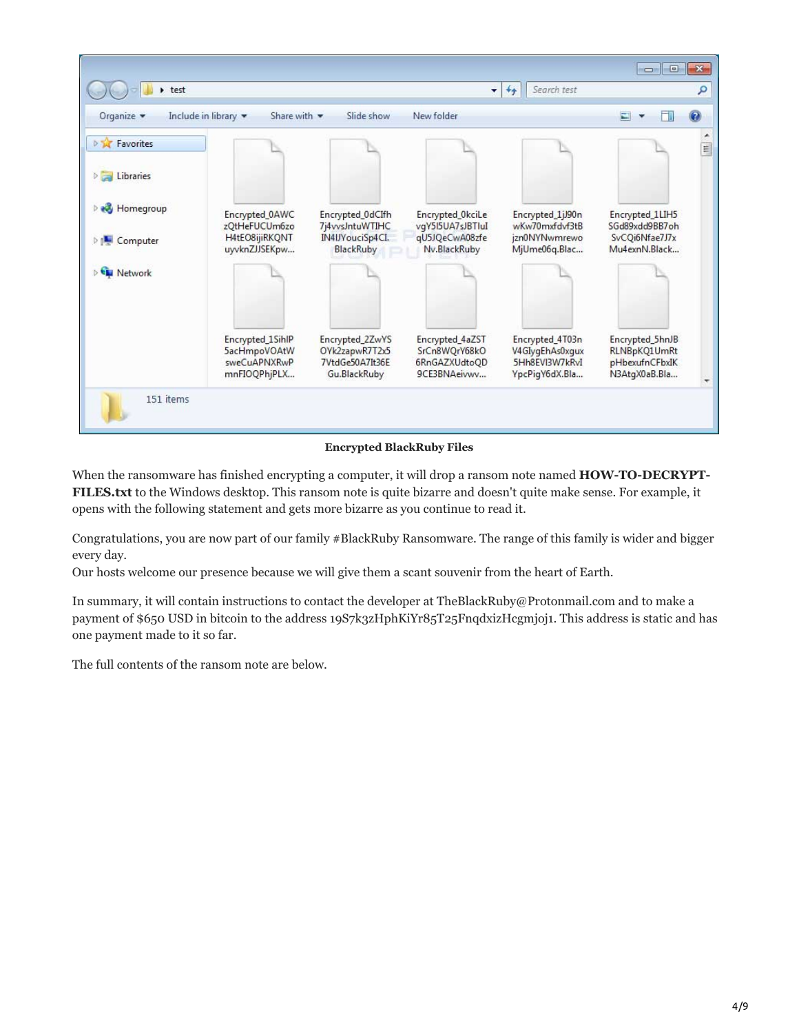**Encrypted BlackRuby Files**

When the ransomware has finished encrypting a computer, it will drop a ransom note named **HOW-TO-DECRYPT-FILES.txt** to the Windows desktop. This ransom note is quite bizarre and doesn't quite make sense. For example, it opens with the following statement and gets more bizarre as you continue to read it.

Congratulations, you are now part of our family #BlackRuby Ransomware. The range of this family is wider and bigger every day.
Our hosts welcome our presence because we will give them a scant souvenir from the heart of Earth.

In summary, it will contain instructions to contact the developer at TheBlackRuby@Protonmail.com and to make a payment of $650 USD in bitcoin to the address 19S7k3zHphKiYr85T25FnqdxizHcgmjoj1. This address is static and has one payment made to it so far.

The full contents of the ransom note are below.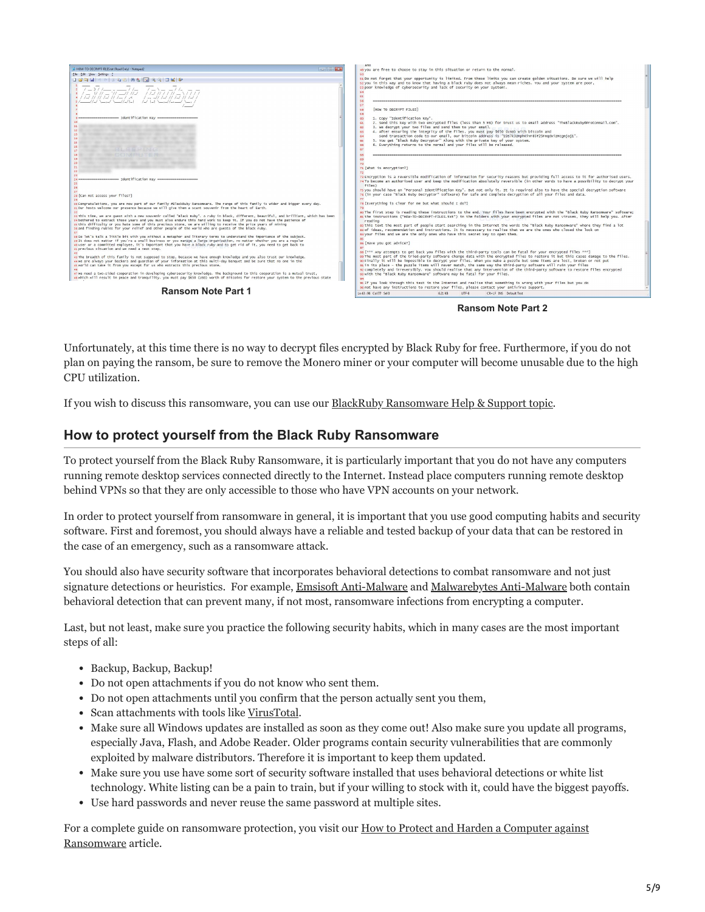Ransom Note Part 1

Ransom Note Part 2

Unfortunately, at this time there is no way to decrypt files encrypted by Black Ruby for free. Furthermore, if you do not plan on paying the ransom, be sure to remove the Monero miner or your computer will become unusable due to the high CPU utilization.

If you wish to discuss this ransomware, you can use our BlackRuby Ransomware Help & Support topic.

## How to protect yourself from the Black Ruby Ransomware

To protect yourself from the Black Ruby Ransomware, it is particularly important that you do not have any computers running remote desktop services connected directly to the Internet. Instead place computers running remote desktop behind VPNs so that they are only accessible to those who have VPN accounts on your network.

In order to protect yourself from ransomware in general, it is important that you use good computing habits and security software. First and foremost, you should always have a reliable and tested backup of your data that can be restored in the case of an emergency, such as a ransomware attack.

You should also have security software that incorporates behavioral detections to combat ransomware and not just signature detections or heuristics. For example, Emsisoft Anti-Malware and Malwarebytes Anti-Malware both contain behavioral detection that can prevent many, if not most, ransomware infections from encrypting a computer.

Last, but not least, make sure you practice the following security habits, which in many cases are the most important steps of all:

- Backup, Backup, Backup!
- Do not open attachments if you do not know who sent them.
- Do not open attachments until you confirm that the person actually sent you them,
- Scan attachments with tools like VirusTotal.
- Make sure all Windows updates are installed as soon as they come out! Also make sure you update all programs, especially Java, Flash, and Adobe Reader. Older programs contain security vulnerabilities that are commonly exploited by malware distributors. Therefore it is important to keep them updated.
- Make sure you use have some sort of security software installed that uses behavioral detections or white list technology. White listing can be a pain to train, but if your willing to stock with it, could have the biggest payoffs.
- Use hard passwords and never reuse the same password at multiple sites.

For a complete guide on ransomware protection, you visit our How to Protect and Harden a Computer against Ransomware article.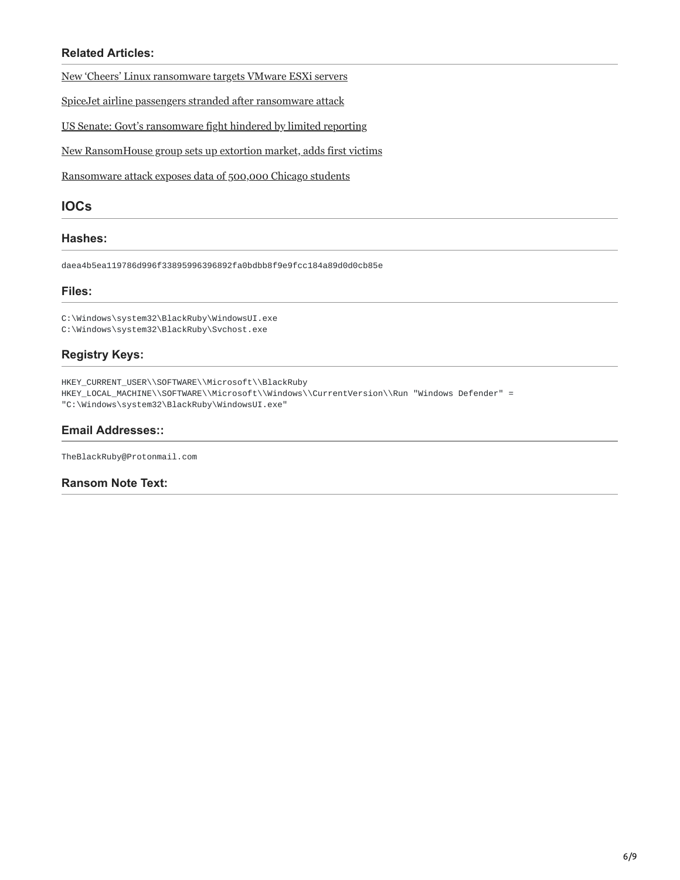### Related Articles:

New 'Cheers' Linux ransomware targets VMware ESXi servers

SpiceJet airline passengers stranded after ransomware attack

US Senate: Govt's ransomware fight hindered by limited reporting

New RansomHouse group sets up extortion market, adds first victims

Ransomware attack exposes data of 500,000 Chicago students

## IOCs

### Hashes:

```
daea4b5ea119786d996f33895996396892fa0bdbb8f9e9fcc184a89d0d0cb85e
```

### Files:

```
C:\Windows\system32\BlackRuby\WindowsUI.exe
C:\Windows\system32\BlackRuby\Svchost.exe
```

### Registry Keys:

```
HKEY_CURRENT_USER\\SOFTWARE\\Microsoft\\BlackRuby
HKEY_LOCAL_MACHINE\\SOFTWARE\\Microsoft\\Windows\\CurrentVersion\\Run "Windows Defender" =
"C:\Windows\system32\BlackRuby\WindowsUI.exe"
```

### Email Addresses::

```
TheBlackRuby@Protonmail.com
```

### Ransom Note Text: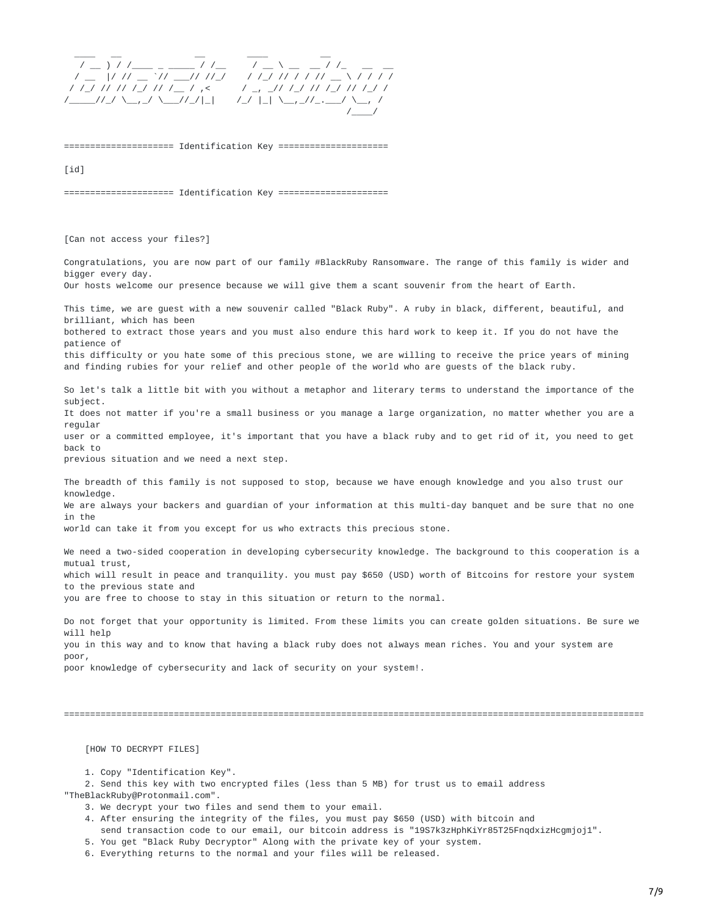```
   ____  __           __        ____        __
  / __ ) / /____ _ _____ / /__      / __ \ __  __ / /_   __  __
 / __  |/ // __ `// ___// //_/     / /_/ // / / // __ \ / / / /
/ /_/ // // /_/ // /__ / ,<      / _, _// /_/ // /_/ // /_/ /
/_____//_/ \__,_/ \___//_/|_|    /_/ |_| \__,_//_.___/ \__, /
                                                      /____/
```

```
==================== Identification Key ====================

[id]

==================== Identification Key ====================
```

[Can not access your files?]

Congratulations, you are now part of our family #BlackRuby Ransomware. The range of this family is wider and bigger every day.
Our hosts welcome our presence because we will give them a scant souvenir from the heart of Earth.

This time, we are guest with a new souvenir called "Black Ruby". A ruby in black, different, beautiful, and brilliant, which has been
bothered to extract those years and you must also endure this hard work to keep it. If you do not have the patience of
this difficulty or you hate some of this precious stone, we are willing to receive the price years of mining and finding rubies for your relief and other people of the world who are guests of the black ruby.

So let's talk a little bit with you without a metaphor and literary terms to understand the importance of the subject.
It does not matter if you're a small business or you manage a large organization, no matter whether you are a regular
user or a committed employee, it's important that you have a black ruby and to get rid of it, you need to get back to
previous situation and we need a next step.

The breadth of this family is not supposed to stop, because we have enough knowledge and you also trust our knowledge.
We are always your backers and guardian of your information at this multi-day banquet and be sure that no one in the
world can take it from you except for us who extracts this precious stone.

We need a two-sided cooperation in developing cybersecurity knowledge. The background to this cooperation is a mutual trust,
which will result in peace and tranquility. you must pay $650 (USD) worth of Bitcoins for restore your system to the previous state and
you are free to choose to stay in this situation or return to the normal.

Do not forget that your opportunity is limited. From these limits you can create golden situations. Be sure we will help
you in this way and to know that having a black ruby does not always mean riches. You and your system are poor,
poor knowledge of cybersecurity and lack of security on your system!.

```
================================================================================================================
```

[HOW TO DECRYPT FILES]

1. Copy "Identification Key".
2. Send this key with two encrypted files (less than 5 MB) for trust us to email address "TheBlackRuby@Protonmail.com".
3. We decrypt your two files and send them to your email.
4. After ensuring the integrity of the files, you must pay $650 (USD) with bitcoin and send transaction code to our email, our bitcoin address is "19S7k3zHphKiYr85T25FnqdxizHcgmjoj1".
5. You get "Black Ruby Decryptor" Along with the private key of your system.
6. Everything returns to the normal and your files will be released.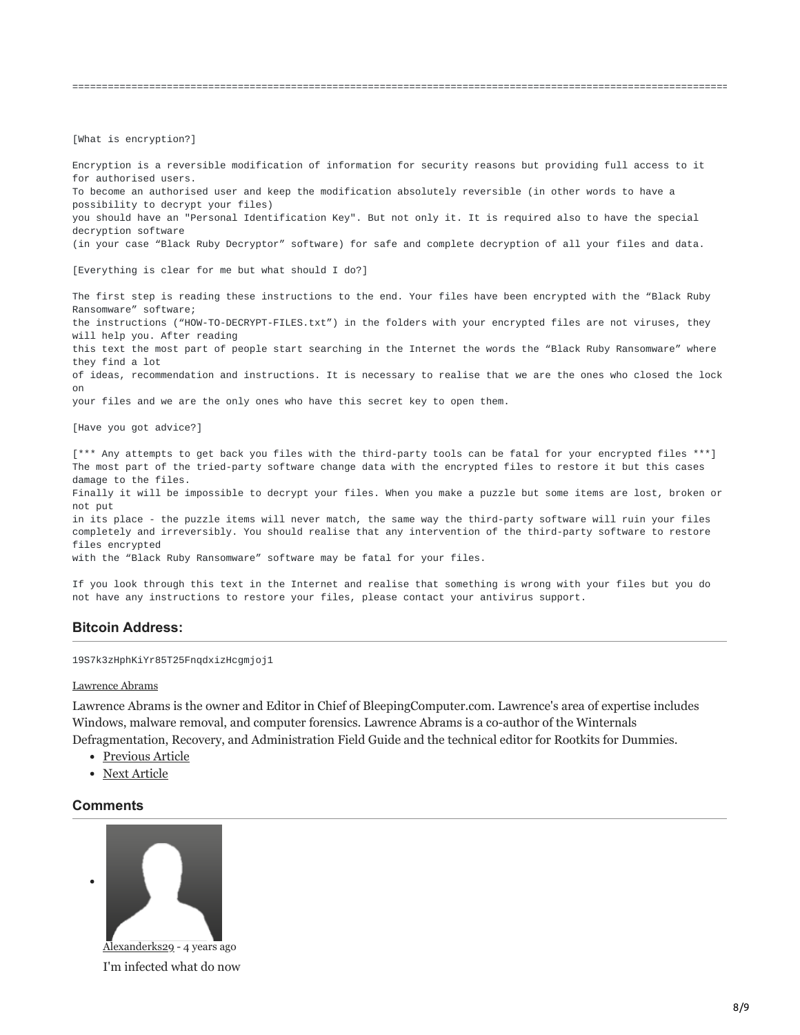```
==============================================================================================================

[What is encryption?]

Encryption is a reversible modification of information for security reasons but providing full access to it
for authorised users.
To become an authorised user and keep the modification absolutely reversible (in other words to have a
possibility to decrypt your files)
you should have an "Personal Identification Key". But not only it. It is required also to have the special
decryption software
(in your case “Black Ruby Decryptor” software) for safe and complete decryption of all your files and data.

[Everything is clear for me but what should I do?]

The first step is reading these instructions to the end. Your files have been encrypted with the “Black Ruby
Ransomware” software;
the instructions (“HOW-TO-DECRYPT-FILES.txt”) in the folders with your encrypted files are not viruses, they
will help you. After reading
this text the most part of people start searching in the Internet the words the “Black Ruby Ransomware” where
they find a lot
of ideas, recommendation and instructions. It is necessary to realise that we are the ones who closed the lock
on
your files and we are the only ones who have this secret key to open them.

[Have you got advice?]

[*** Any attempts to get back you files with the third-party tools can be fatal for your encrypted files ***]
The most part of the tried-party software change data with the encrypted files to restore it but this cases
damage to the files.
Finally it will be impossible to decrypt your files. When you make a puzzle but some items are lost, broken or
not put
in its place - the puzzle items will never match, the same way the third-party software will ruin your files
completely and irreversibly. You should realise that any intervention of the third-party software to restore
files encrypted
with the “Black Ruby Ransomware” software may be fatal for your files.

If you look through this text in the Internet and realise that something is wrong with your files but you do
not have any instructions to restore your files, please contact your antivirus support.
```

### Bitcoin Address:

```
19S7k3zHphKiYr85T25FnqdxizHcgmjoj1
```

Lawrence Abrams

Lawrence Abrams is the owner and Editor in Chief of BleepingComputer.com. Lawrence's area of expertise includes Windows, malware removal, and computer forensics. Lawrence Abrams is a co-author of the Winternals Defragmentation, Recovery, and Administration Field Guide and the technical editor for Rootkits for Dummies.

- Previous Article
- Next Article

### Comments

- Alexanderks29 - 4 years ago

  I'm infected what do now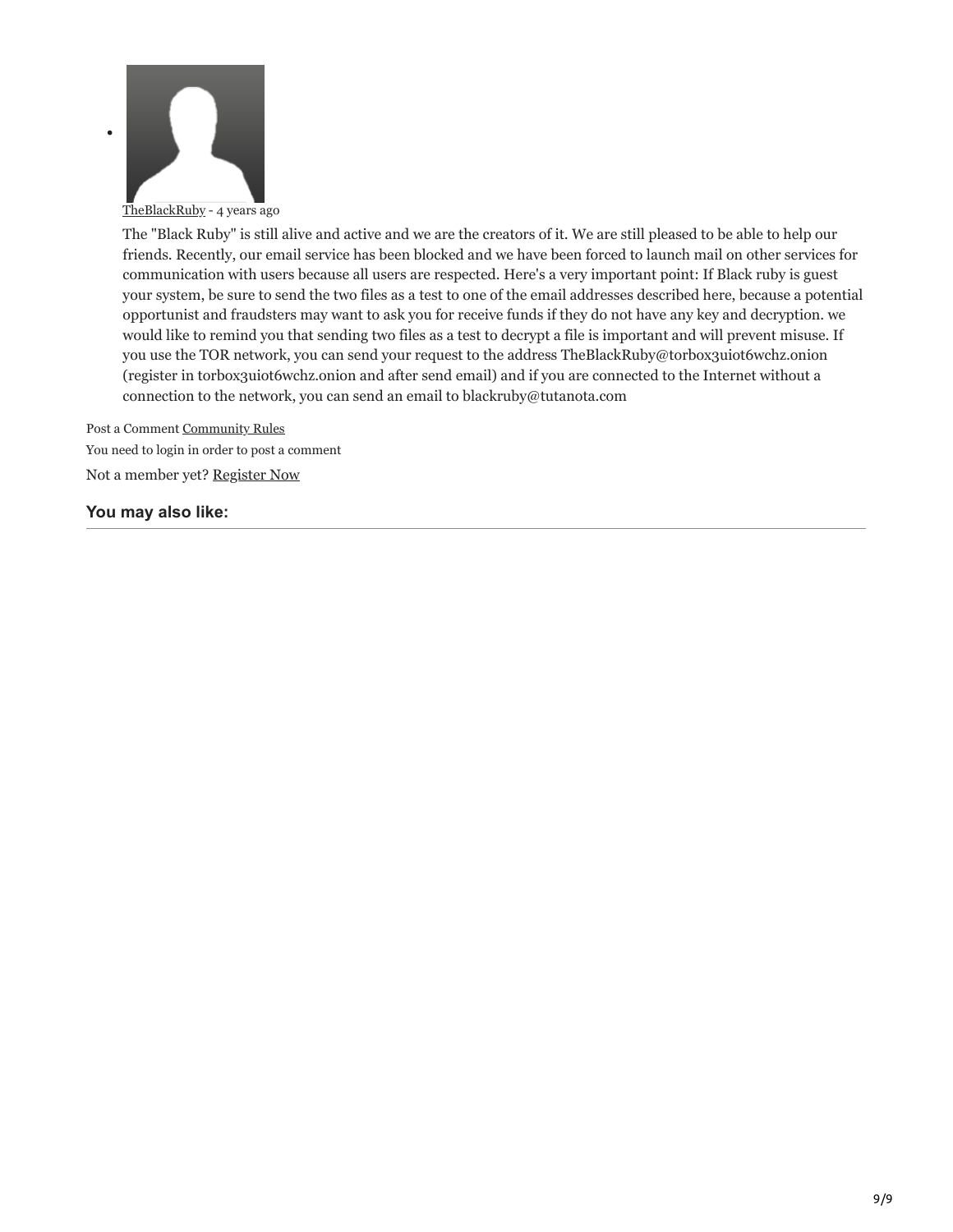- TheBlackRuby - 4 years ago

  The "Black Ruby" is still alive and active and we are the creators of it. We are still pleased to be able to help our friends. Recently, our email service has been blocked and we have been forced to launch mail on other services for communication with users because all users are respected. Here's a very important point: If Black ruby is guest your system, be sure to send the two files as a test to one of the email addresses described here, because a potential opportunist and fraudsters may want to ask you for receive funds if they do not have any key and decryption. we would like to remind you that sending two files as a test to decrypt a file is important and will prevent misuse. If you use the TOR network, you can send your request to the address TheBlackRuby@torbox3uiot6wchz.onion (register in torbox3uiot6wchz.onion and after send email) and if you are connected to the Internet without a connection to the network, you can send an email to blackruby@tutanota.com

Post a Comment Community Rules

You need to login in order to post a comment

Not a member yet? Register Now

### You may also like: